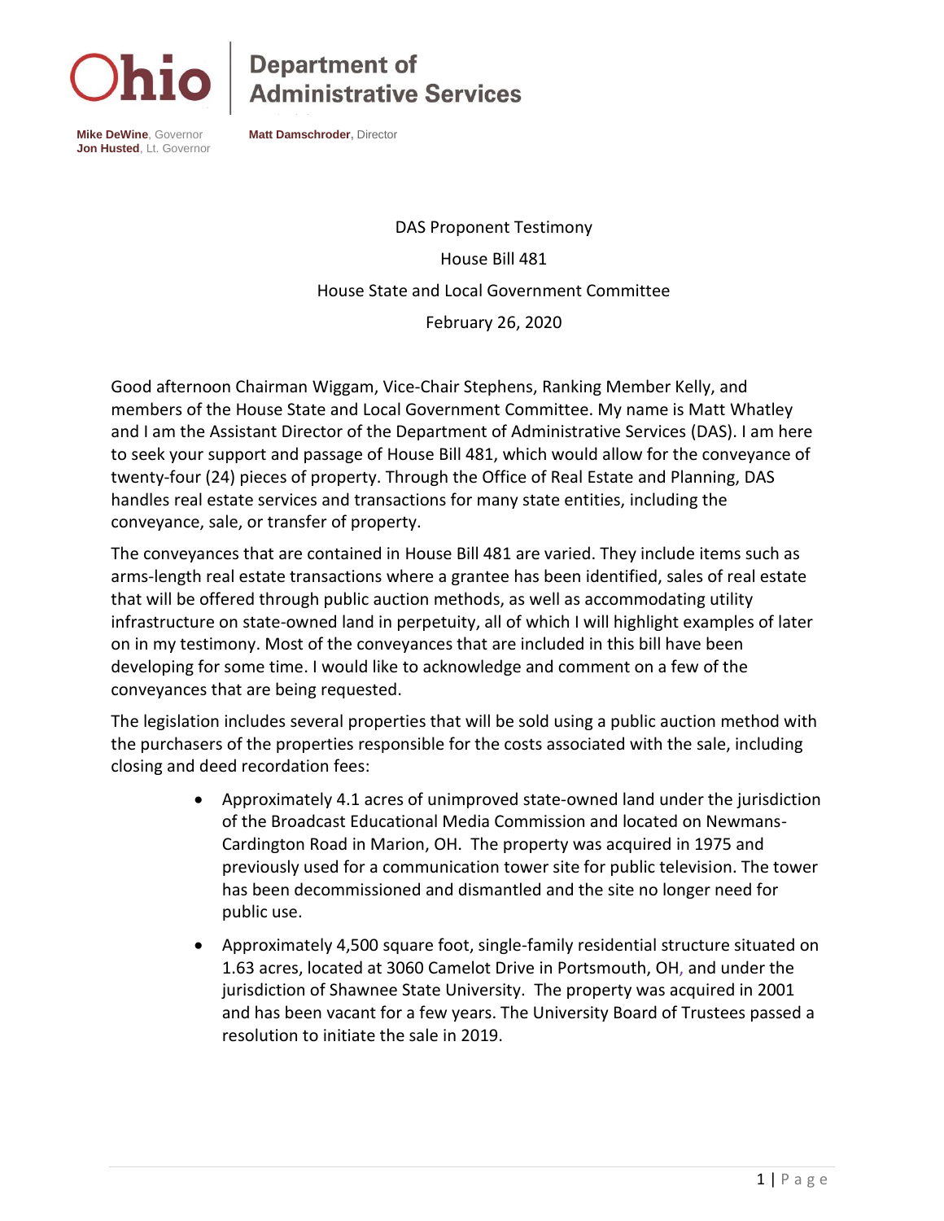**Ohio** | **Department of Administrative Services**

**Mike DeWine**, Governor
**Jon Husted**, Lt. Governor

**Matt Damschroder**, Director

DAS Proponent Testimony

House Bill 481

House State and Local Government Committee

February 26, 2020

Good afternoon Chairman Wiggam, Vice-Chair Stephens, Ranking Member Kelly, and members of the House State and Local Government Committee. My name is Matt Whatley and I am the Assistant Director of the Department of Administrative Services (DAS). I am here to seek your support and passage of House Bill 481, which would allow for the conveyance of twenty-four (24) pieces of property. Through the Office of Real Estate and Planning, DAS handles real estate services and transactions for many state entities, including the conveyance, sale, or transfer of property.

The conveyances that are contained in House Bill 481 are varied. They include items such as arms-length real estate transactions where a grantee has been identified, sales of real estate that will be offered through public auction methods, as well as accommodating utility infrastructure on state-owned land in perpetuity, all of which I will highlight examples of later on in my testimony. Most of the conveyances that are included in this bill have been developing for some time. I would like to acknowledge and comment on a few of the conveyances that are being requested.

The legislation includes several properties that will be sold using a public auction method with the purchasers of the properties responsible for the costs associated with the sale, including closing and deed recordation fees:

- Approximately 4.1 acres of unimproved state-owned land under the jurisdiction of the Broadcast Educational Media Commission and located on Newmans-Cardington Road in Marion, OH. The property was acquired in 1975 and previously used for a communication tower site for public television. The tower has been decommissioned and dismantled and the site no longer need for public use.
- Approximately 4,500 square foot, single-family residential structure situated on 1.63 acres, located at 3060 Camelot Drive in Portsmouth, OH, and under the jurisdiction of Shawnee State University. The property was acquired in 2001 and has been vacant for a few years. The University Board of Trustees passed a resolution to initiate the sale in 2019.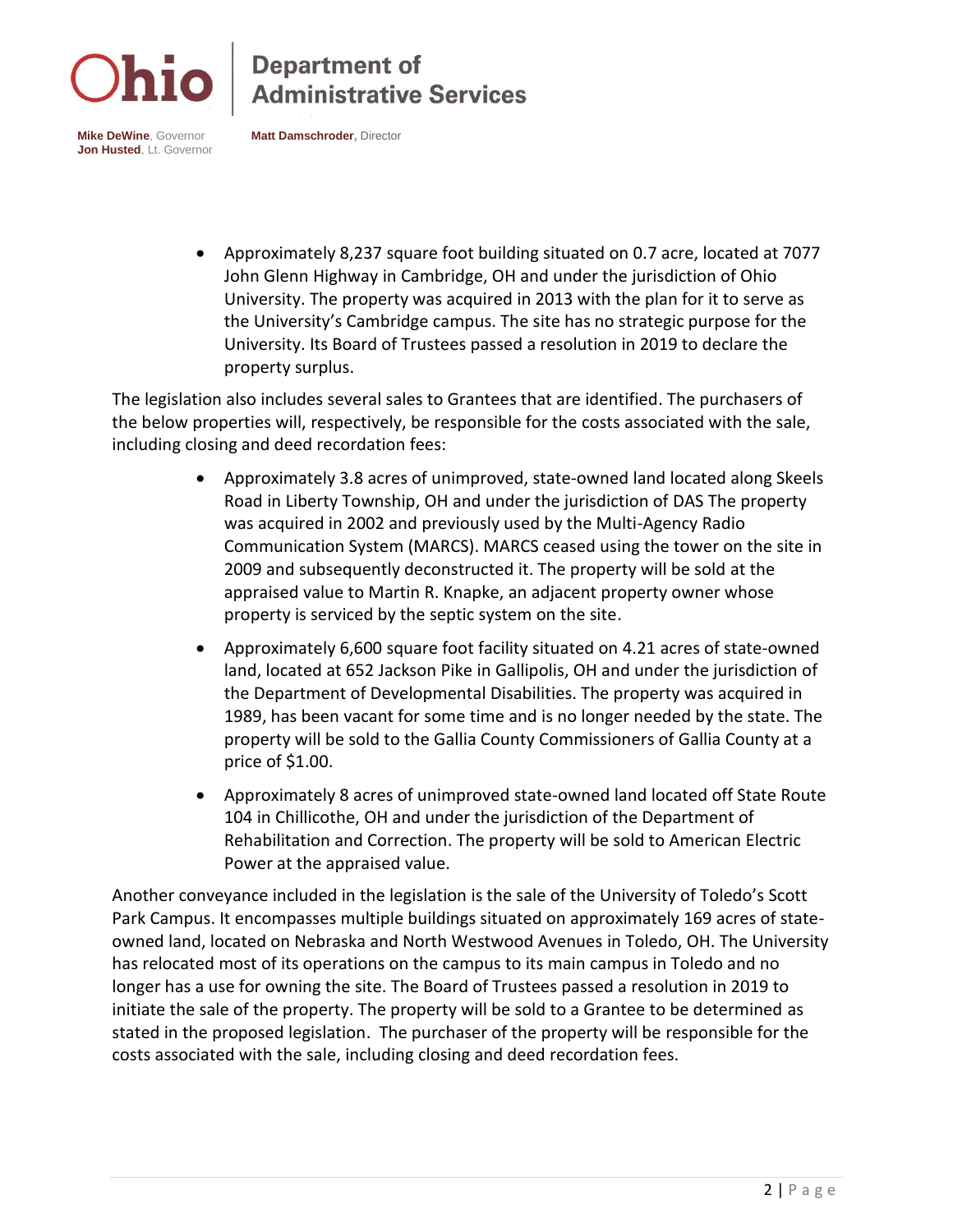- Approximately 8,237 square foot building situated on 0.7 acre, located at 7077 John Glenn Highway in Cambridge, OH and under the jurisdiction of Ohio University. The property was acquired in 2013 with the plan for it to serve as the University's Cambridge campus. The site has no strategic purpose for the University. Its Board of Trustees passed a resolution in 2019 to declare the property surplus.

The legislation also includes several sales to Grantees that are identified. The purchasers of the below properties will, respectively, be responsible for the costs associated with the sale, including closing and deed recordation fees:

- Approximately 3.8 acres of unimproved, state-owned land located along Skeels Road in Liberty Township, OH and under the jurisdiction of DAS The property was acquired in 2002 and previously used by the Multi-Agency Radio Communication System (MARCS). MARCS ceased using the tower on the site in 2009 and subsequently deconstructed it. The property will be sold at the appraised value to Martin R. Knapke, an adjacent property owner whose property is serviced by the septic system on the site.
- Approximately 6,600 square foot facility situated on 4.21 acres of state-owned land, located at 652 Jackson Pike in Gallipolis, OH and under the jurisdiction of the Department of Developmental Disabilities. The property was acquired in 1989, has been vacant for some time and is no longer needed by the state. The property will be sold to the Gallia County Commissioners of Gallia County at a price of $1.00.
- Approximately 8 acres of unimproved state-owned land located off State Route 104 in Chillicothe, OH and under the jurisdiction of the Department of Rehabilitation and Correction. The property will be sold to American Electric Power at the appraised value.

Another conveyance included in the legislation is the sale of the University of Toledo's Scott Park Campus. It encompasses multiple buildings situated on approximately 169 acres of state-owned land, located on Nebraska and North Westwood Avenues in Toledo, OH. The University has relocated most of its operations on the campus to its main campus in Toledo and no longer has a use for owning the site. The Board of Trustees passed a resolution in 2019 to initiate the sale of the property. The property will be sold to a Grantee to be determined as stated in the proposed legislation. The purchaser of the property will be responsible for the costs associated with the sale, including closing and deed recordation fees.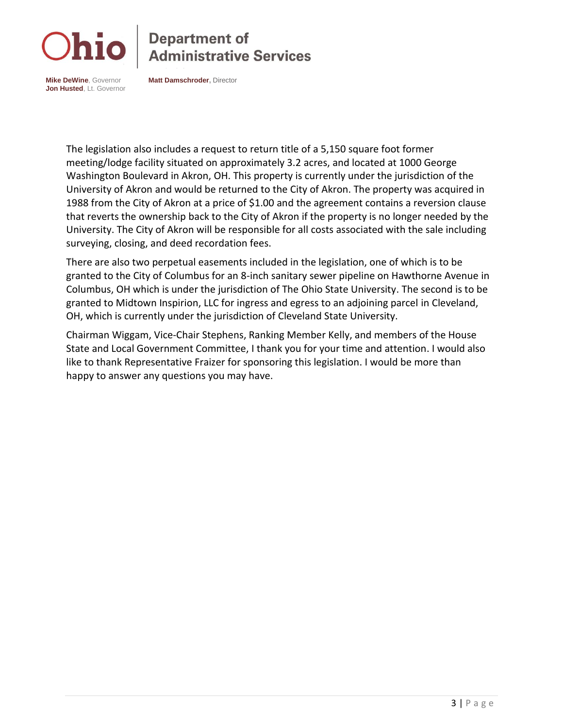The legislation also includes a request to return title of a 5,150 square foot former meeting/lodge facility situated on approximately 3.2 acres, and located at 1000 George Washington Boulevard in Akron, OH. This property is currently under the jurisdiction of the University of Akron and would be returned to the City of Akron. The property was acquired in 1988 from the City of Akron at a price of $1.00 and the agreement contains a reversion clause that reverts the ownership back to the City of Akron if the property is no longer needed by the University. The City of Akron will be responsible for all costs associated with the sale including surveying, closing, and deed recordation fees.

There are also two perpetual easements included in the legislation, one of which is to be granted to the City of Columbus for an 8-inch sanitary sewer pipeline on Hawthorne Avenue in Columbus, OH which is under the jurisdiction of The Ohio State University. The second is to be granted to Midtown Inspirion, LLC for ingress and egress to an adjoining parcel in Cleveland, OH, which is currently under the jurisdiction of Cleveland State University.

Chairman Wiggam, Vice-Chair Stephens, Ranking Member Kelly, and members of the House State and Local Government Committee, I thank you for your time and attention. I would also like to thank Representative Fraizer for sponsoring this legislation. I would be more than happy to answer any questions you may have.